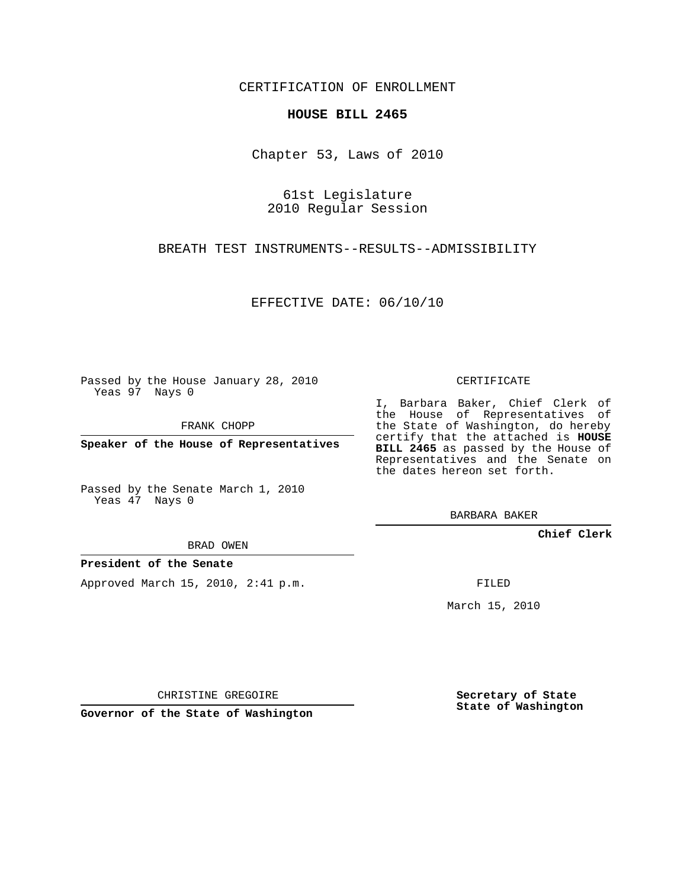CERTIFICATION OF ENROLLMENT

**HOUSE BILL 2465**

Chapter 53, Laws of 2010

61st Legislature
2010 Regular Session

BREATH TEST INSTRUMENTS--RESULTS--ADMISSIBILITY

EFFECTIVE DATE: 06/10/10

Passed by the House January 28, 2010
Yeas 97 Nays 0

FRANK CHOPP

**Speaker of the House of Representatives**

Passed by the Senate March 1, 2010
Yeas 47 Nays 0

BRAD OWEN

**President of the Senate**

Approved March 15, 2010, 2:41 p.m.

CHRISTINE GREGOIRE

**Governor of the State of Washington**

CERTIFICATE

I, Barbara Baker, Chief Clerk of the House of Representatives of the State of Washington, do hereby certify that the attached is **HOUSE BILL 2465** as passed by the House of Representatives and the Senate on the dates hereon set forth.

BARBARA BAKER

**Chief Clerk**

FILED

March 15, 2010

**Secretary of State**
**State of Washington**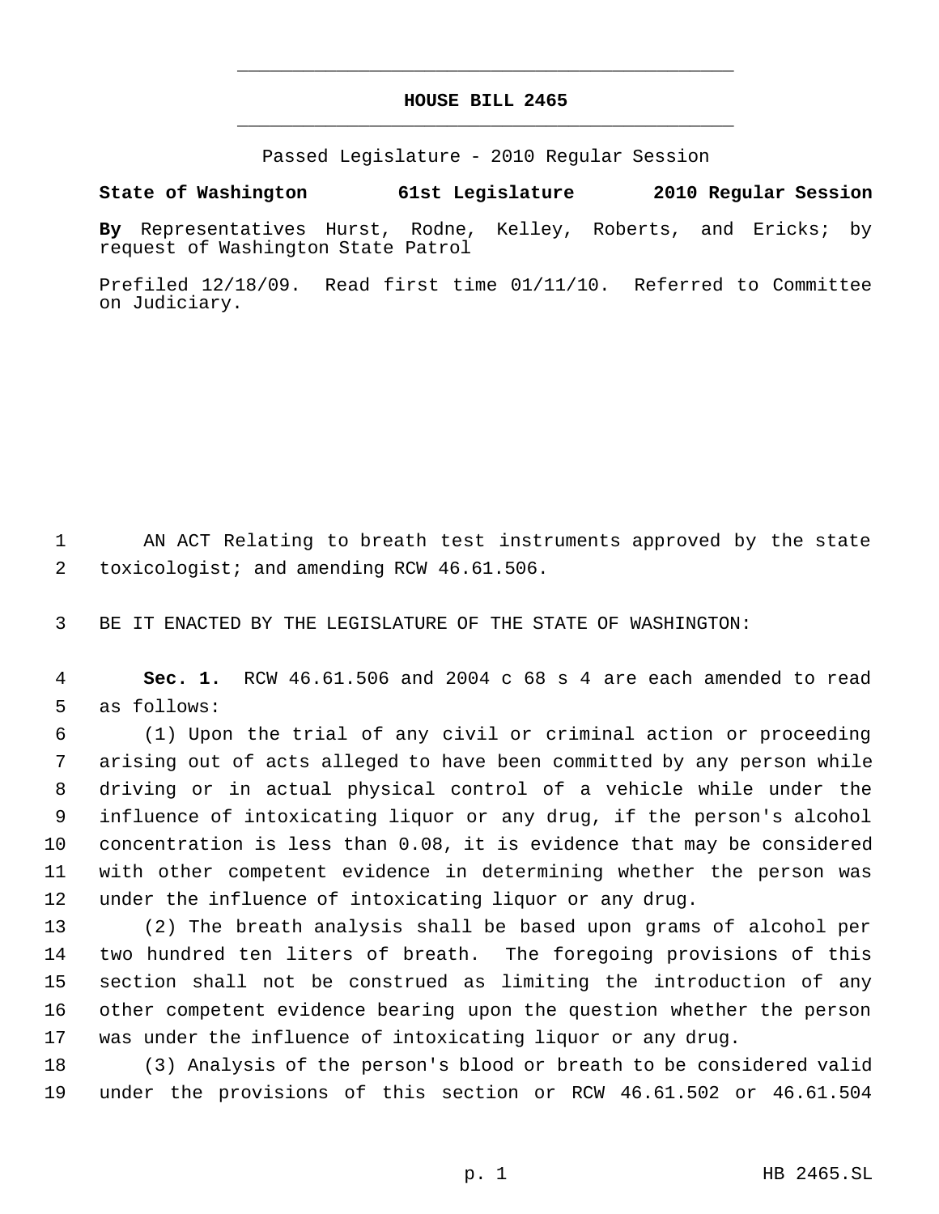# HOUSE BILL 2465

Passed Legislature - 2010 Regular Session

**State of Washington 61st Legislature 2010 Regular Session**

**By** Representatives Hurst, Rodne, Kelley, Roberts, and Ericks; by request of Washington State Patrol

Prefiled 12/18/09. Read first time 01/11/10. Referred to Committee on Judiciary.

1 AN ACT Relating to breath test instruments approved by the state
2 toxicologist; and amending RCW 46.61.506.

3 BE IT ENACTED BY THE LEGISLATURE OF THE STATE OF WASHINGTON:

4 **Sec. 1.** RCW 46.61.506 and 2004 c 68 s 4 are each amended to read
5 as follows:

6 (1) Upon the trial of any civil or criminal action or proceeding
7 arising out of acts alleged to have been committed by any person while
8 driving or in actual physical control of a vehicle while under the
9 influence of intoxicating liquor or any drug, if the person's alcohol
10 concentration is less than 0.08, it is evidence that may be considered
11 with other competent evidence in determining whether the person was
12 under the influence of intoxicating liquor or any drug.

13 (2) The breath analysis shall be based upon grams of alcohol per
14 two hundred ten liters of breath. The foregoing provisions of this
15 section shall not be construed as limiting the introduction of any
16 other competent evidence bearing upon the question whether the person
17 was under the influence of intoxicating liquor or any drug.

18 (3) Analysis of the person's blood or breath to be considered valid
19 under the provisions of this section or RCW 46.61.502 or 46.61.504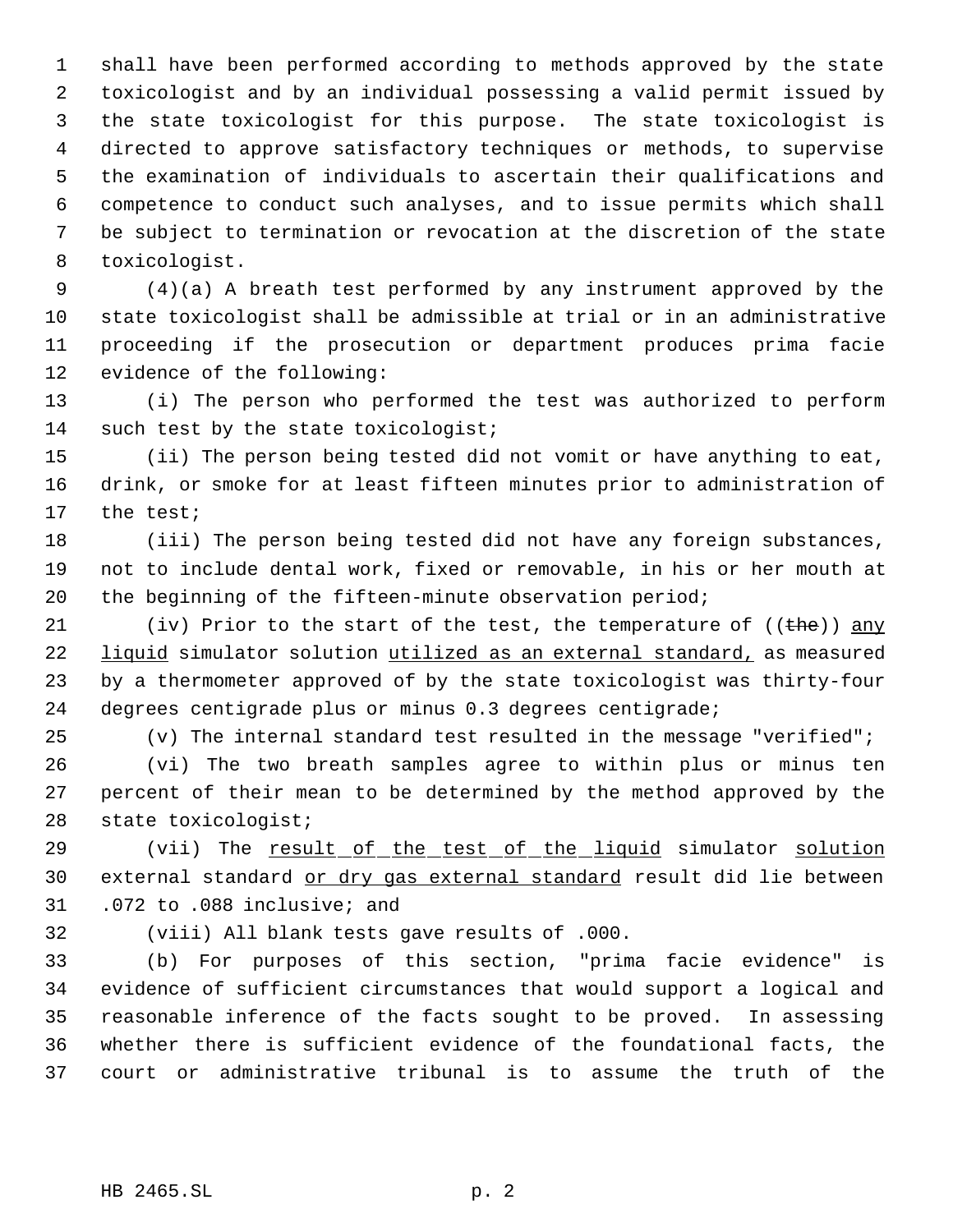shall have been performed according to methods approved by the state toxicologist and by an individual possessing a valid permit issued by the state toxicologist for this purpose. The state toxicologist is directed to approve satisfactory techniques or methods, to supervise the examination of individuals to ascertain their qualifications and competence to conduct such analyses, and to issue permits which shall be subject to termination or revocation at the discretion of the state toxicologist.

(4)(a) A breath test performed by any instrument approved by the state toxicologist shall be admissible at trial or in an administrative proceeding if the prosecution or department produces prima facie evidence of the following:

(i) The person who performed the test was authorized to perform such test by the state toxicologist;

(ii) The person being tested did not vomit or have anything to eat, drink, or smoke for at least fifteen minutes prior to administration of the test;

(iii) The person being tested did not have any foreign substances, not to include dental work, fixed or removable, in his or her mouth at the beginning of the fifteen-minute observation period;

(iv) Prior to the start of the test, the temperature of ((~~the~~)) <u>any liquid</u> simulator solution <u>utilized as an external standard,</u> as measured by a thermometer approved of by the state toxicologist was thirty-four degrees centigrade plus or minus 0.3 degrees centigrade;

(v) The internal standard test resulted in the message "verified";

(vi) The two breath samples agree to within plus or minus ten percent of their mean to be determined by the method approved by the state toxicologist;

(vii) The <u>result of the test of the liquid</u> simulator <u>solution</u> external standard <u>or dry gas external standard</u> result did lie between .072 to .088 inclusive; and

(viii) All blank tests gave results of .000.

(b) For purposes of this section, "prima facie evidence" is evidence of sufficient circumstances that would support a logical and reasonable inference of the facts sought to be proved. In assessing whether there is sufficient evidence of the foundational facts, the court or administrative tribunal is to assume the truth of the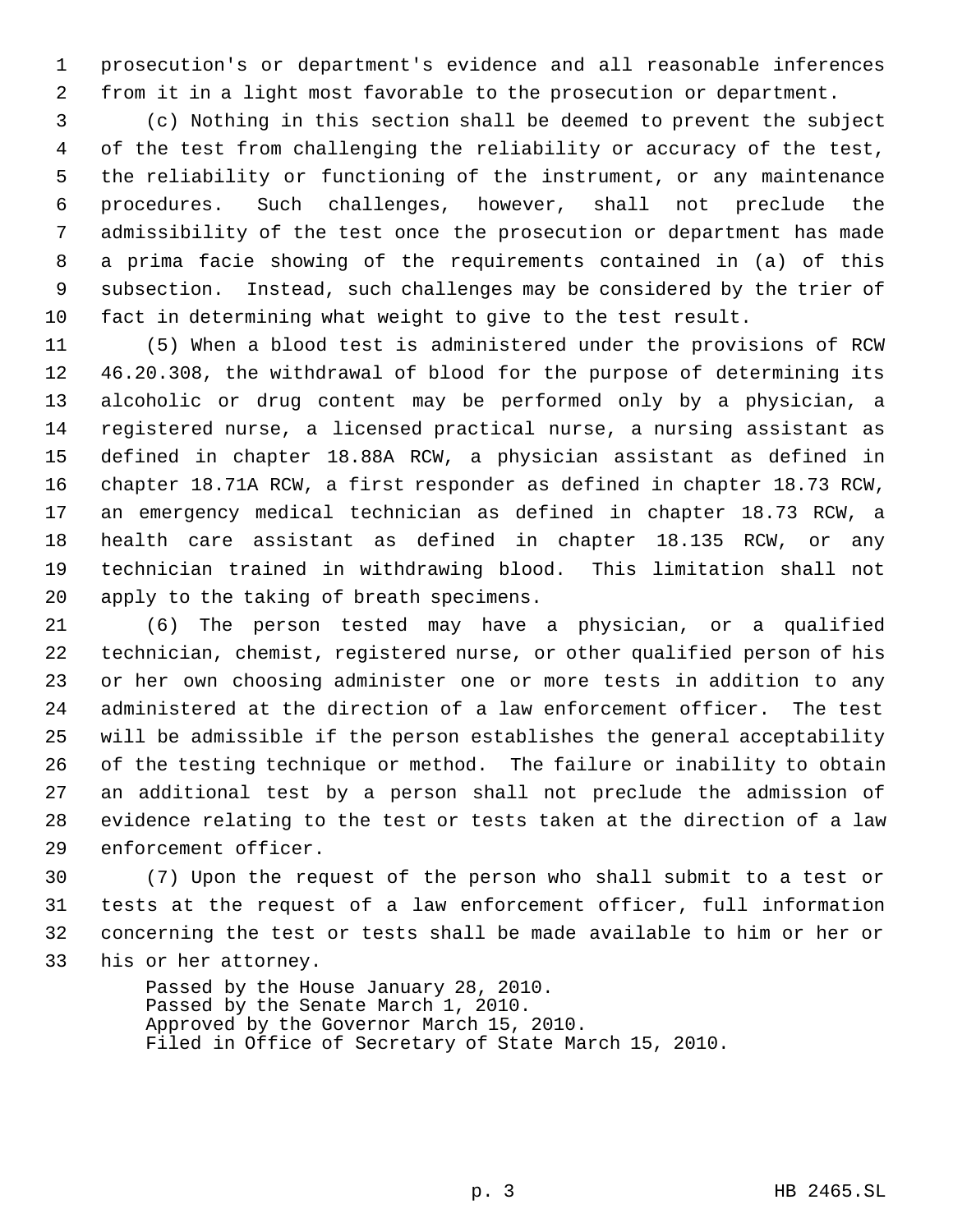prosecution's or department's evidence and all reasonable inferences from it in a light most favorable to the prosecution or department.

(c) Nothing in this section shall be deemed to prevent the subject of the test from challenging the reliability or accuracy of the test, the reliability or functioning of the instrument, or any maintenance procedures. Such challenges, however, shall not preclude the admissibility of the test once the prosecution or department has made a prima facie showing of the requirements contained in (a) of this subsection. Instead, such challenges may be considered by the trier of fact in determining what weight to give to the test result.

(5) When a blood test is administered under the provisions of RCW 46.20.308, the withdrawal of blood for the purpose of determining its alcoholic or drug content may be performed only by a physician, a registered nurse, a licensed practical nurse, a nursing assistant as defined in chapter 18.88A RCW, a physician assistant as defined in chapter 18.71A RCW, a first responder as defined in chapter 18.73 RCW, an emergency medical technician as defined in chapter 18.73 RCW, a health care assistant as defined in chapter 18.135 RCW, or any technician trained in withdrawing blood. This limitation shall not apply to the taking of breath specimens.

(6) The person tested may have a physician, or a qualified technician, chemist, registered nurse, or other qualified person of his or her own choosing administer one or more tests in addition to any administered at the direction of a law enforcement officer. The test will be admissible if the person establishes the general acceptability of the testing technique or method. The failure or inability to obtain an additional test by a person shall not preclude the admission of evidence relating to the test or tests taken at the direction of a law enforcement officer.

(7) Upon the request of the person who shall submit to a test or tests at the request of a law enforcement officer, full information concerning the test or tests shall be made available to him or her or his or her attorney.

Passed by the House January 28, 2010.
Passed by the Senate March 1, 2010.
Approved by the Governor March 15, 2010.
Filed in Office of Secretary of State March 15, 2010.